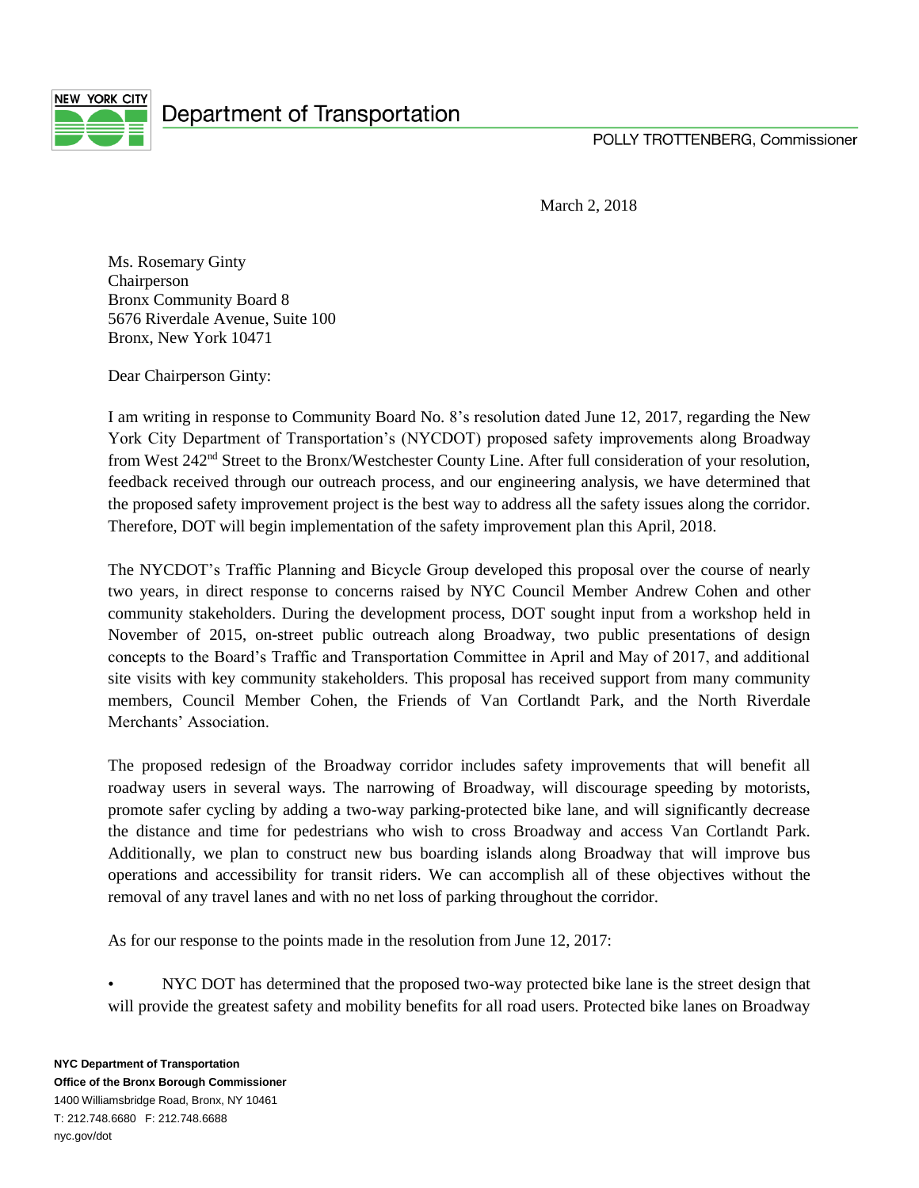NEW YORK CITY DOT

Department of Transportation

POLLY TROTTENBERG, Commissioner

March 2, 2018

Ms. Rosemary Ginty
Chairperson
Bronx Community Board 8
5676 Riverdale Avenue, Suite 100
Bronx, New York 10471

Dear Chairperson Ginty:

I am writing in response to Community Board No. 8's resolution dated June 12, 2017, regarding the New York City Department of Transportation's (NYCDOT) proposed safety improvements along Broadway from West 242nd Street to the Bronx/Westchester County Line. After full consideration of your resolution, feedback received through our outreach process, and our engineering analysis, we have determined that the proposed safety improvement project is the best way to address all the safety issues along the corridor. Therefore, DOT will begin implementation of the safety improvement plan this April, 2018.

The NYCDOT's Traffic Planning and Bicycle Group developed this proposal over the course of nearly two years, in direct response to concerns raised by NYC Council Member Andrew Cohen and other community stakeholders. During the development process, DOT sought input from a workshop held in November of 2015, on-street public outreach along Broadway, two public presentations of design concepts to the Board's Traffic and Transportation Committee in April and May of 2017, and additional site visits with key community stakeholders. This proposal has received support from many community members, Council Member Cohen, the Friends of Van Cortlandt Park, and the North Riverdale Merchants' Association.

The proposed redesign of the Broadway corridor includes safety improvements that will benefit all roadway users in several ways. The narrowing of Broadway, will discourage speeding by motorists, promote safer cycling by adding a two-way parking-protected bike lane, and will significantly decrease the distance and time for pedestrians who wish to cross Broadway and access Van Cortlandt Park. Additionally, we plan to construct new bus boarding islands along Broadway that will improve bus operations and accessibility for transit riders. We can accomplish all of these objectives without the removal of any travel lanes and with no net loss of parking throughout the corridor.

As for our response to the points made in the resolution from June 12, 2017:

- NYC DOT has determined that the proposed two-way protected bike lane is the street design that will provide the greatest safety and mobility benefits for all road users. Protected bike lanes on Broadway

**NYC Department of Transportation**
**Office of the Bronx Borough Commissioner**
1400 Williamsbridge Road, Bronx, NY 10461
T: 212.748.6680 F: 212.748.6688
nyc.gov/dot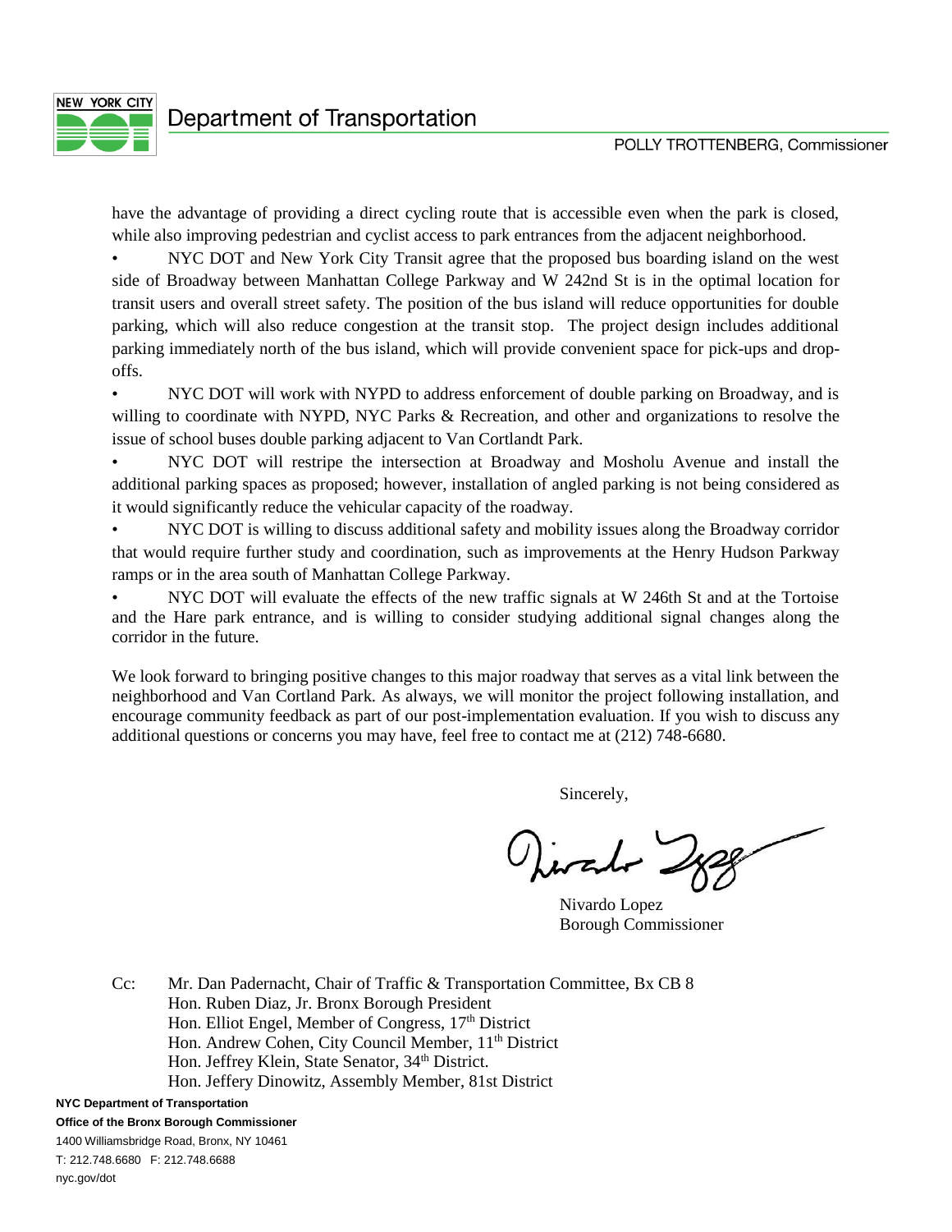have the advantage of providing a direct cycling route that is accessible even when the park is closed, while also improving pedestrian and cyclist access to park entrances from the adjacent neighborhood.

- NYC DOT and New York City Transit agree that the proposed bus boarding island on the west side of Broadway between Manhattan College Parkway and W 242nd St is in the optimal location for transit users and overall street safety. The position of the bus island will reduce opportunities for double parking, which will also reduce congestion at the transit stop. The project design includes additional parking immediately north of the bus island, which will provide convenient space for pick-ups and drop-offs.
- NYC DOT will work with NYPD to address enforcement of double parking on Broadway, and is willing to coordinate with NYPD, NYC Parks & Recreation, and other and organizations to resolve the issue of school buses double parking adjacent to Van Cortlandt Park.
- NYC DOT will restripe the intersection at Broadway and Mosholu Avenue and install the additional parking spaces as proposed; however, installation of angled parking is not being considered as it would significantly reduce the vehicular capacity of the roadway.
- NYC DOT is willing to discuss additional safety and mobility issues along the Broadway corridor that would require further study and coordination, such as improvements at the Henry Hudson Parkway ramps or in the area south of Manhattan College Parkway.
- NYC DOT will evaluate the effects of the new traffic signals at W 246th St and at the Tortoise and the Hare park entrance, and is willing to consider studying additional signal changes along the corridor in the future.

We look forward to bringing positive changes to this major roadway that serves as a vital link between the neighborhood and Van Cortland Park. As always, we will monitor the project following installation, and encourage community feedback as part of our post-implementation evaluation. If you wish to discuss any additional questions or concerns you may have, feel free to contact me at (212) 748-6680.

Sincerely,

Nivardo Lopez
Borough Commissioner

Cc: Mr. Dan Padernacht, Chair of Traffic & Transportation Committee, Bx CB 8
Hon. Ruben Diaz, Jr. Bronx Borough President
Hon. Elliot Engel, Member of Congress, 17th District
Hon. Andrew Cohen, City Council Member, 11th District
Hon. Jeffrey Klein, State Senator, 34th District.
Hon. Jeffery Dinowitz, Assembly Member, 81st District

**NYC Department of Transportation**
**Office of the Bronx Borough Commissioner**
1400 Williamsbridge Road, Bronx, NY 10461
T: 212.748.6680 F: 212.748.6688
nyc.gov/dot